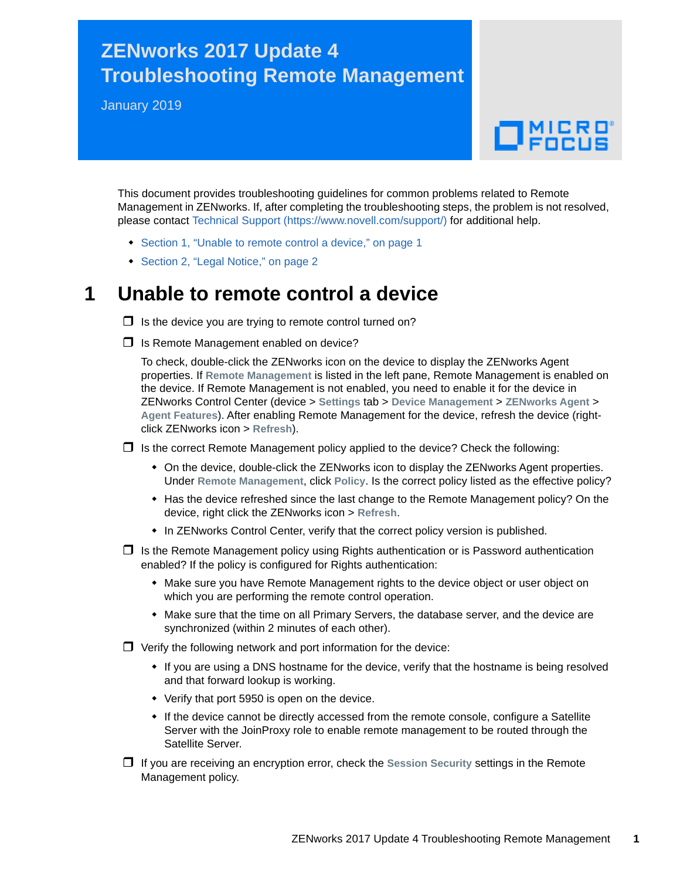# ZENworks 2017 Update 4 Troubleshooting Remote Management

January 2019

This document provides troubleshooting guidelines for common problems related to Remote Management in ZENworks. If, after completing the troubleshooting steps, the problem is not resolved, please contact Technical Support (https://www.novell.com/support/) for additional help.

- Section 1, "Unable to remote control a device," on page 1
- Section 2, "Legal Notice," on page 2

## 1 Unable to remote control a device

- ❒ Is the device you are trying to remote control turned on?
- ❒ Is Remote Management enabled on device?

  To check, double-click the ZENworks icon on the device to display the ZENworks Agent properties. If **Remote Management** is listed in the left pane, Remote Management is enabled on the device. If Remote Management is not enabled, you need to enable it for the device in ZENworks Control Center (device > **Settings** tab > **Device Management** > **ZENworks Agent** > **Agent Features**). After enabling Remote Management for the device, refresh the device (right-click ZENworks icon > **Refresh**).

- ❒ Is the correct Remote Management policy applied to the device? Check the following:
  - On the device, double-click the ZENworks icon to display the ZENworks Agent properties. Under **Remote Management**, click **Policy**. Is the correct policy listed as the effective policy?
  - Has the device refreshed since the last change to the Remote Management policy? On the device, right click the ZENworks icon > **Refresh**.
  - In ZENworks Control Center, verify that the correct policy version is published.
- ❒ Is the Remote Management policy using Rights authentication or is Password authentication enabled? If the policy is configured for Rights authentication:
  - Make sure you have Remote Management rights to the device object or user object on which you are performing the remote control operation.
  - Make sure that the time on all Primary Servers, the database server, and the device are synchronized (within 2 minutes of each other).
- ❒ Verify the following network and port information for the device:
  - If you are using a DNS hostname for the device, verify that the hostname is being resolved and that forward lookup is working.
  - Verify that port 5950 is open on the device.
  - If the device cannot be directly accessed from the remote console, configure a Satellite Server with the JoinProxy role to enable remote management to be routed through the Satellite Server.
- ❒ If you are receiving an encryption error, check the **Session Security** settings in the Remote Management policy.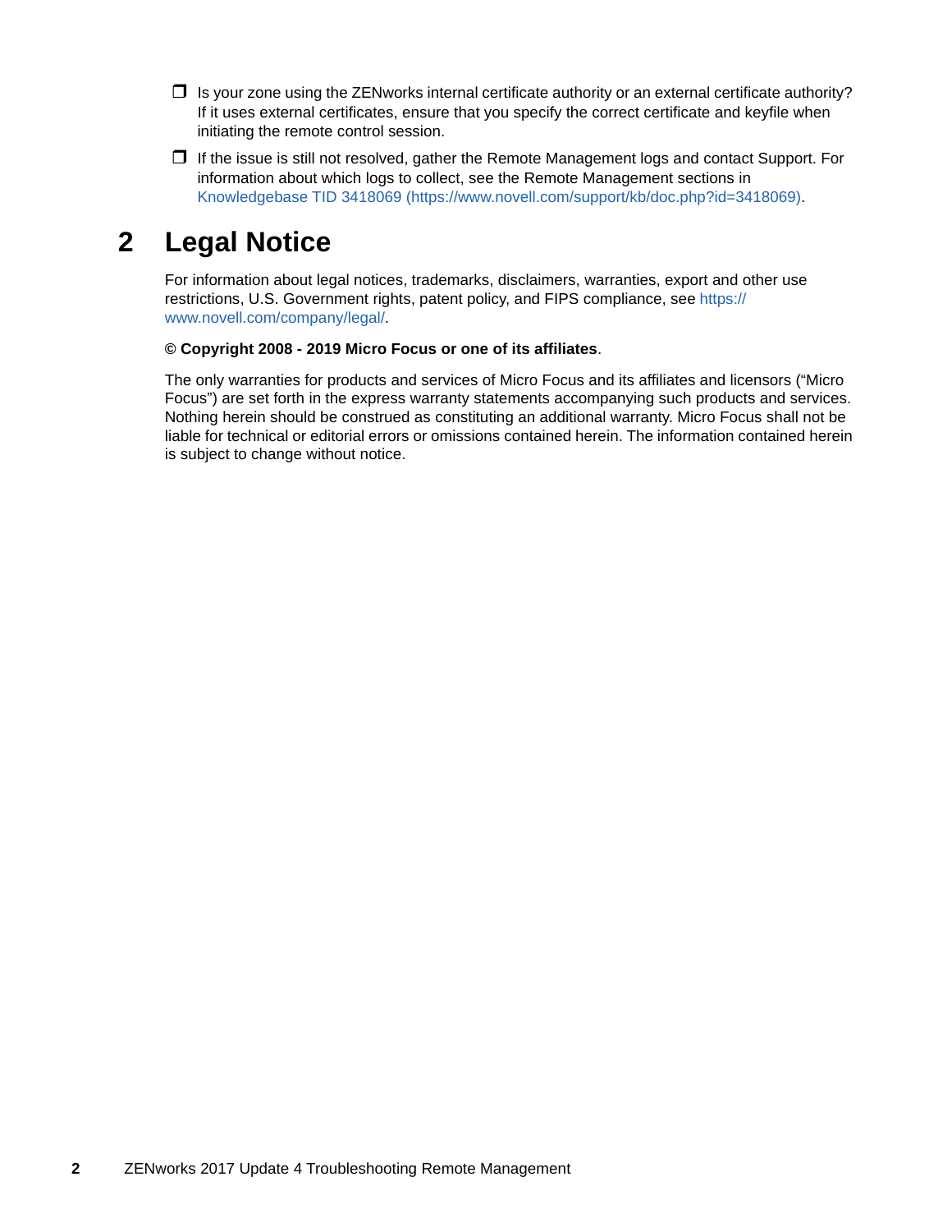- Is your zone using the ZENworks internal certificate authority or an external certificate authority? If it uses external certificates, ensure that you specify the correct certificate and keyfile when initiating the remote control session.
- If the issue is still not resolved, gather the Remote Management logs and contact Support. For information about which logs to collect, see the Remote Management sections in Knowledgebase TID 3418069 (https://www.novell.com/support/kb/doc.php?id=3418069).

# 2 Legal Notice

For information about legal notices, trademarks, disclaimers, warranties, export and other use restrictions, U.S. Government rights, patent policy, and FIPS compliance, see https://www.novell.com/company/legal/.

**© Copyright 2008 - 2019 Micro Focus or one of its affiliates**.

The only warranties for products and services of Micro Focus and its affiliates and licensors (“Micro Focus”) are set forth in the express warranty statements accompanying such products and services. Nothing herein should be construed as constituting an additional warranty. Micro Focus shall not be liable for technical or editorial errors or omissions contained herein. The information contained herein is subject to change without notice.